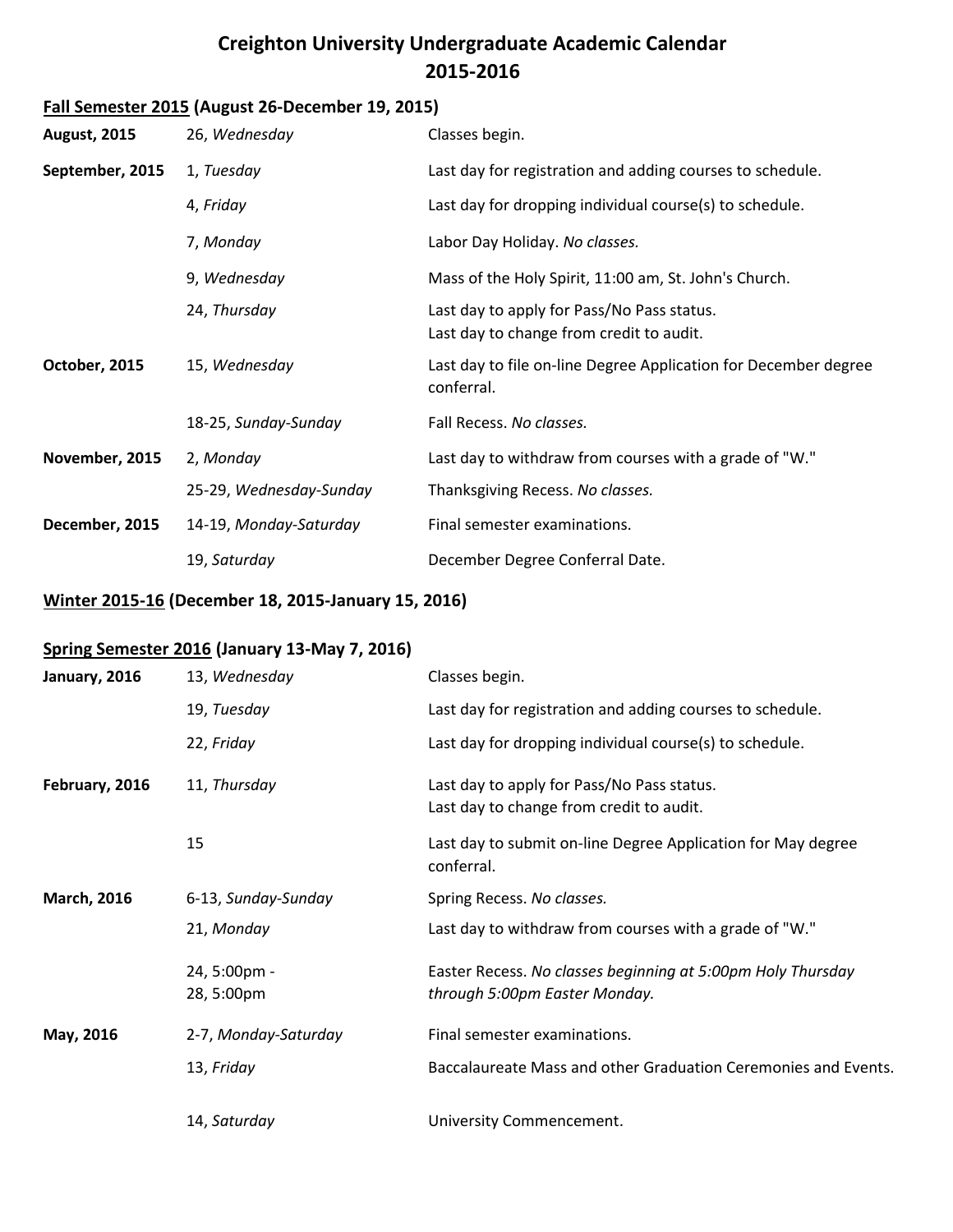# Creighton University Undergraduate Academic Calendar
# 2015-2016

## <u>Fall Semester 2015</u> (August 26-December 19, 2015)

| | | |
|---|---|---|
| **August, 2015** | 26, *Wednesday* | Classes begin. |
| **September, 2015** | 1, *Tuesday* | Last day for registration and adding courses to schedule. |
| | 4, *Friday* | Last day for dropping individual course(s) to schedule. |
| | 7, *Monday* | Labor Day Holiday. *No classes.* |
| | 9, *Wednesday* | Mass of the Holy Spirit, 11:00 am, St. John's Church. |
| | 24, *Thursday* | Last day to apply for Pass/No Pass status.<br>Last day to change from credit to audit. |
| **October, 2015** | 15, *Wednesday* | Last day to file on-line Degree Application for December degree conferral. |
| | 18-25, *Sunday-Sunday* | Fall Recess. *No classes.* |
| **November, 2015** | 2, *Monday* | Last day to withdraw from courses with a grade of "W." |
| | 25-29, *Wednesday-Sunday* | Thanksgiving Recess. *No classes.* |
| **December, 2015** | 14-19, *Monday-Saturday* | Final semester examinations. |
| | 19, *Saturday* | December Degree Conferral Date. |

## <u>Winter 2015-16</u> (December 18, 2015-January 15, 2016)

## <u>Spring Semester 2016</u> (January 13-May 7, 2016)

| | | |
|---|---|---|
| **January, 2016** | 13, *Wednesday* | Classes begin. |
| | 19, *Tuesday* | Last day for registration and adding courses to schedule. |
| | 22, *Friday* | Last day for dropping individual course(s) to schedule. |
| **February, 2016** | 11, *Thursday* | Last day to apply for Pass/No Pass status.<br>Last day to change from credit to audit. |
| | 15 | Last day to submit on-line Degree Application for May degree conferral. |
| **March, 2016** | 6-13, *Sunday-Sunday* | Spring Recess. *No classes.* |
| | 21, *Monday* | Last day to withdraw from courses with a grade of "W." |
| | 24, 5:00pm -<br>28, 5:00pm | Easter Recess. *No classes beginning at 5:00pm Holy Thursday through 5:00pm Easter Monday.* |
| **May, 2016** | 2-7, *Monday-Saturday* | Final semester examinations. |
| | 13, *Friday* | Baccalaureate Mass and other Graduation Ceremonies and Events. |
| | 14, *Saturday* | University Commencement. |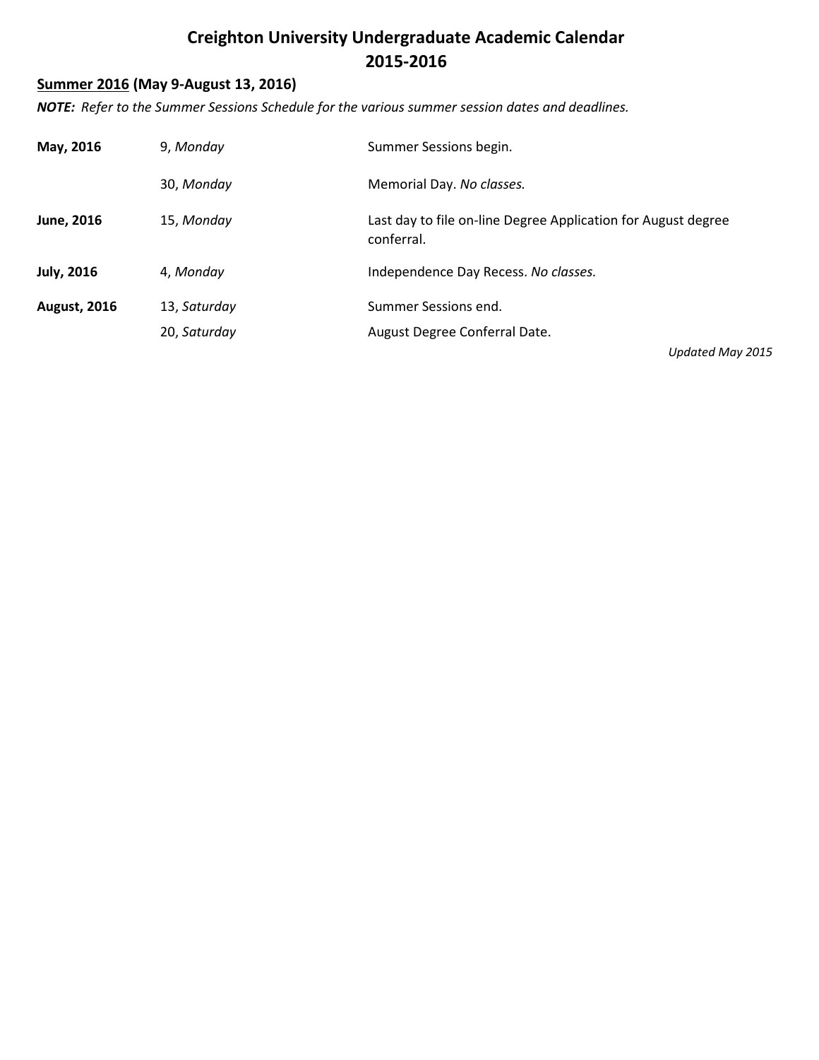# Creighton University Undergraduate Academic Calendar 2015-2016

## **Summer 2016** (May 9-August 13, 2016)

***NOTE:*** *Refer to the Summer Sessions Schedule for the various summer session dates and deadlines.*

| | | |
|---|---|---|
| **May, 2016** | 9, *Monday* | Summer Sessions begin. |
| | 30, *Monday* | Memorial Day. *No classes.* |
| **June, 2016** | 15, *Monday* | Last day to file on-line Degree Application for August degree conferral. |
| **July, 2016** | 4, *Monday* | Independence Day Recess. *No classes.* |
| **August, 2016** | 13, *Saturday* | Summer Sessions end. |
| | 20, *Saturday* | August Degree Conferral Date. |

*Updated May 2015*